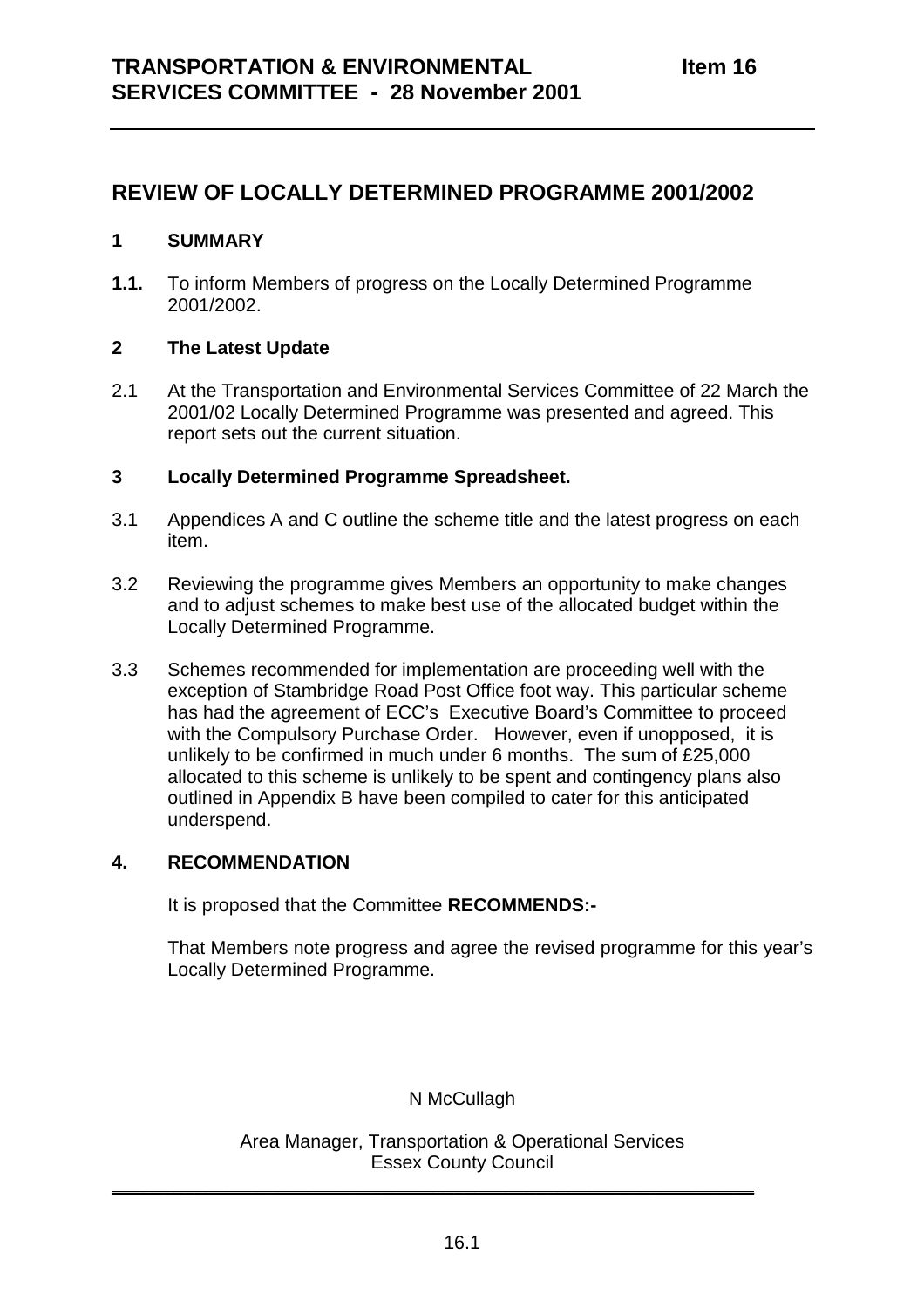**TRANSPORTATION & ENVIRONMENTAL SERVICES COMMITTEE - 28 November 2001** **Item 16**

# REVIEW OF LOCALLY DETERMINED PROGRAMME 2001/2002

## 1 SUMMARY

**1.1.** To inform Members of progress on the Locally Determined Programme 2001/2002.

## 2 The Latest Update

2.1 At the Transportation and Environmental Services Committee of 22 March the 2001/02 Locally Determined Programme was presented and agreed. This report sets out the current situation.

## 3 Locally Determined Programme Spreadsheet.

3.1 Appendices A and C outline the scheme title and the latest progress on each item.

3.2 Reviewing the programme gives Members an opportunity to make changes and to adjust schemes to make best use of the allocated budget within the Locally Determined Programme.

3.3 Schemes recommended for implementation are proceeding well with the exception of Stambridge Road Post Office foot way. This particular scheme has had the agreement of ECC's Executive Board's Committee to proceed with the Compulsory Purchase Order. However, even if unopposed, it is unlikely to be confirmed in much under 6 months. The sum of £25,000 allocated to this scheme is unlikely to be spent and contingency plans also outlined in Appendix B have been compiled to cater for this anticipated underspend.

## 4. RECOMMENDATION

It is proposed that the Committee **RECOMMENDS:-**

That Members note progress and agree the revised programme for this year's Locally Determined Programme.

N McCullagh

Area Manager, Transportation & Operational Services
Essex County Council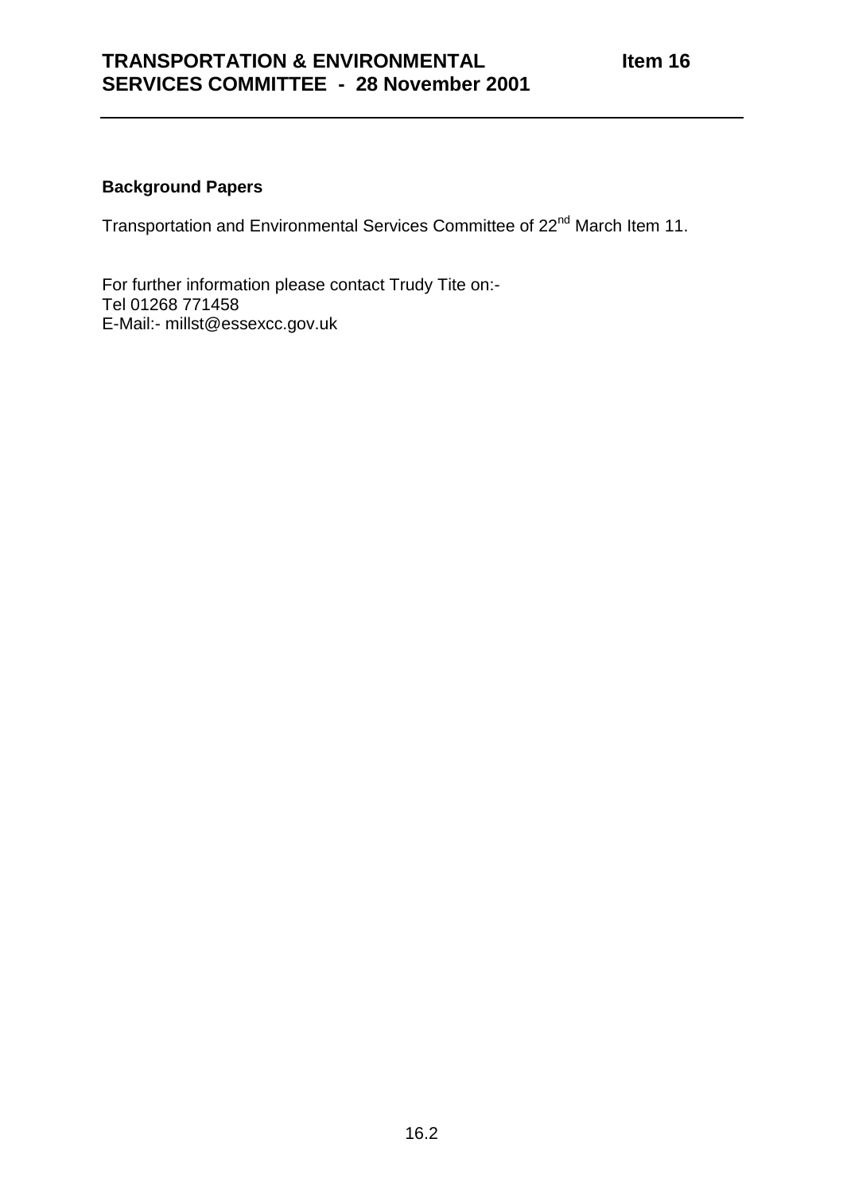**Background Papers**

Transportation and Environmental Services Committee of 22nd March Item 11.

For further information please contact Trudy Tite on:-
Tel 01268 771458
E-Mail:- millst@essexcc.gov.uk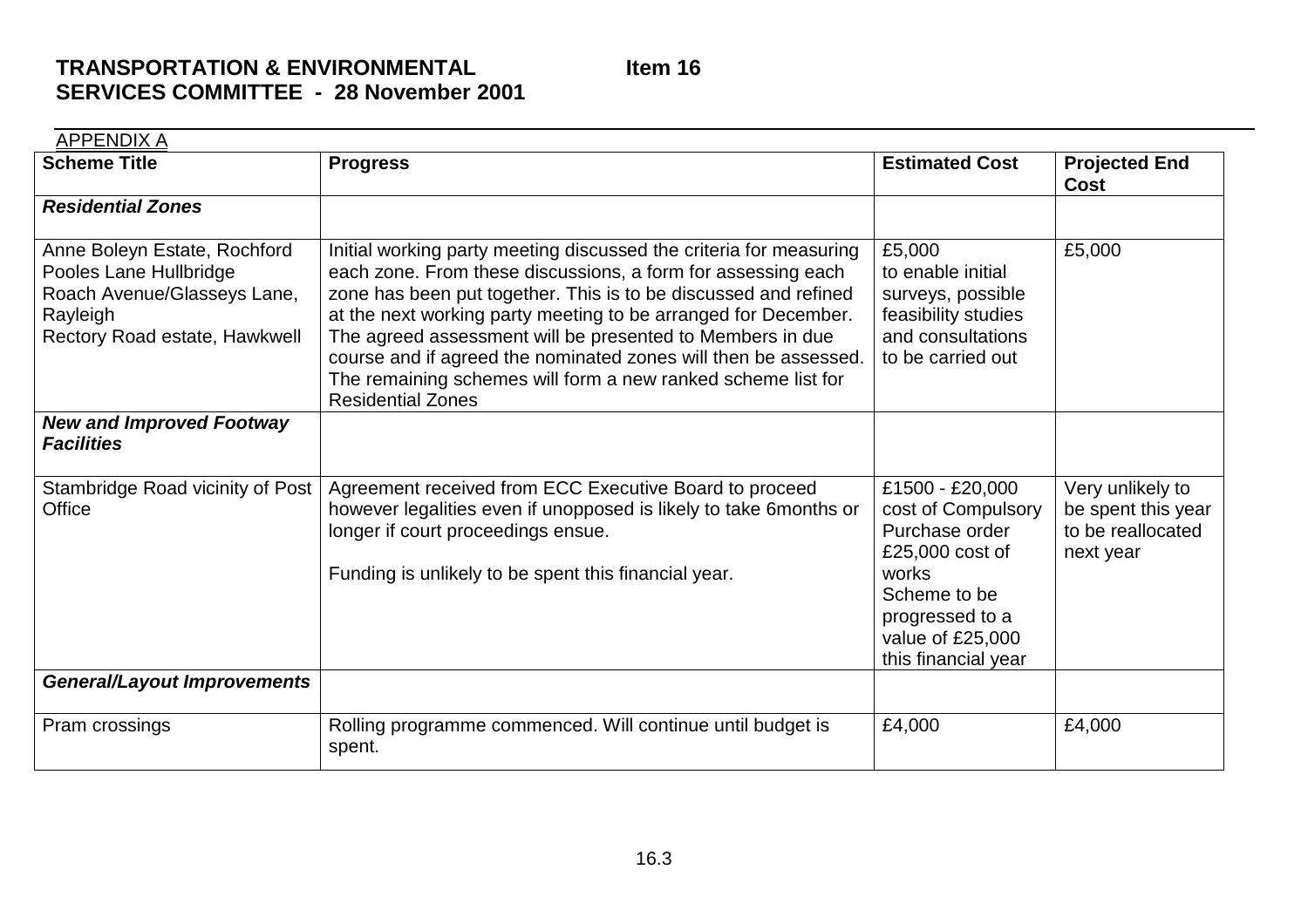**TRANSPORTATION & ENVIRONMENTAL SERVICES COMMITTEE - 28 November 2001**

**Item 16**

APPENDIX A

| Scheme Title | Progress | Estimated Cost | Projected End Cost |
|---|---|---|---|
| ***Residential Zones*** | | | |
| Anne Boleyn Estate, Rochford<br>Pooles Lane Hullbridge<br>Roach Avenue/Glasseys Lane, Rayleigh<br>Rectory Road estate, Hawkwell | Initial working party meeting discussed the criteria for measuring each zone. From these discussions, a form for assessing each zone has been put together. This is to be discussed and refined at the next working party meeting to be arranged for December. The agreed assessment will be presented to Members in due course and if agreed the nominated zones will then be assessed. The remaining schemes will form a new ranked scheme list for Residential Zones | £5,000 to enable initial surveys, possible feasibility studies and consultations to be carried out | £5,000 |
| ***New and Improved Footway Facilities*** | | | |
| Stambridge Road vicinity of Post Office | Agreement received from ECC Executive Board to proceed however legalities even if unopposed is likely to take 6months or longer if court proceedings ensue.<br><br>Funding is unlikely to be spent this financial year. | £1500 - £20,000 cost of Compulsory Purchase order<br>£25,000 cost of works<br>Scheme to be progressed to a value of £25,000 this financial year | Very unlikely to be spent this year to be reallocated next year |
| ***General/Layout Improvements*** | | | |
| Pram crossings | Rolling programme commenced. Will continue until budget is spent. | £4,000 | £4,000 |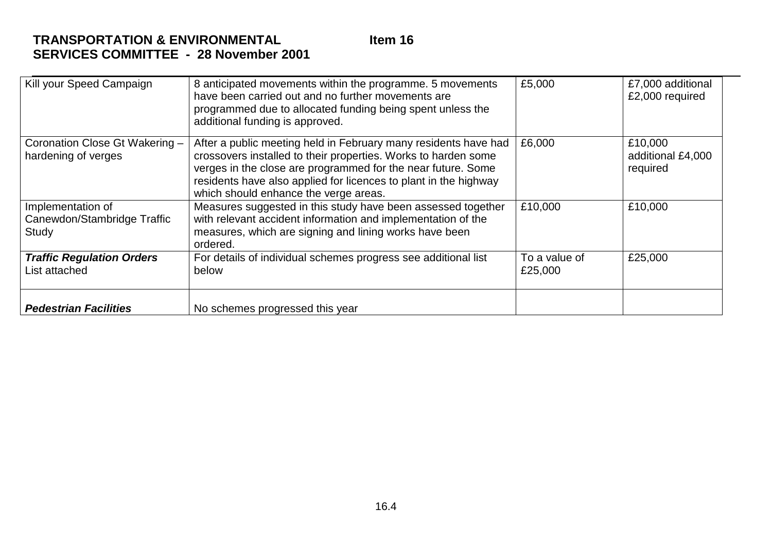**TRANSPORTATION & ENVIRONMENTAL SERVICES COMMITTEE - 28 November 2001** **Item 16**

| | | | |
|---|---|---|---|
| Kill your Speed Campaign | 8 anticipated movements within the programme. 5 movements have been carried out and no further movements are programmed due to allocated funding being spent unless the additional funding is approved. | £5,000 | £7,000 additional £2,000 required |
| Coronation Close Gt Wakering – hardening of verges | After a public meeting held in February many residents have had crossovers installed to their properties. Works to harden some verges in the close are programmed for the near future. Some residents have also applied for licences to plant in the highway which should enhance the verge areas. | £6,000 | £10,000 additional £4,000 required |
| Implementation of Canewdon/Stambridge Traffic Study | Measures suggested in this study have been assessed together with relevant accident information and implementation of the measures, which are signing and lining works have been ordered. | £10,000 | £10,000 |
| ***Traffic Regulation Orders*** List attached | For details of individual schemes progress see additional list below | To a value of £25,000 | £25,000 |
| ***Pedestrian Facilities*** | No schemes progressed this year | | |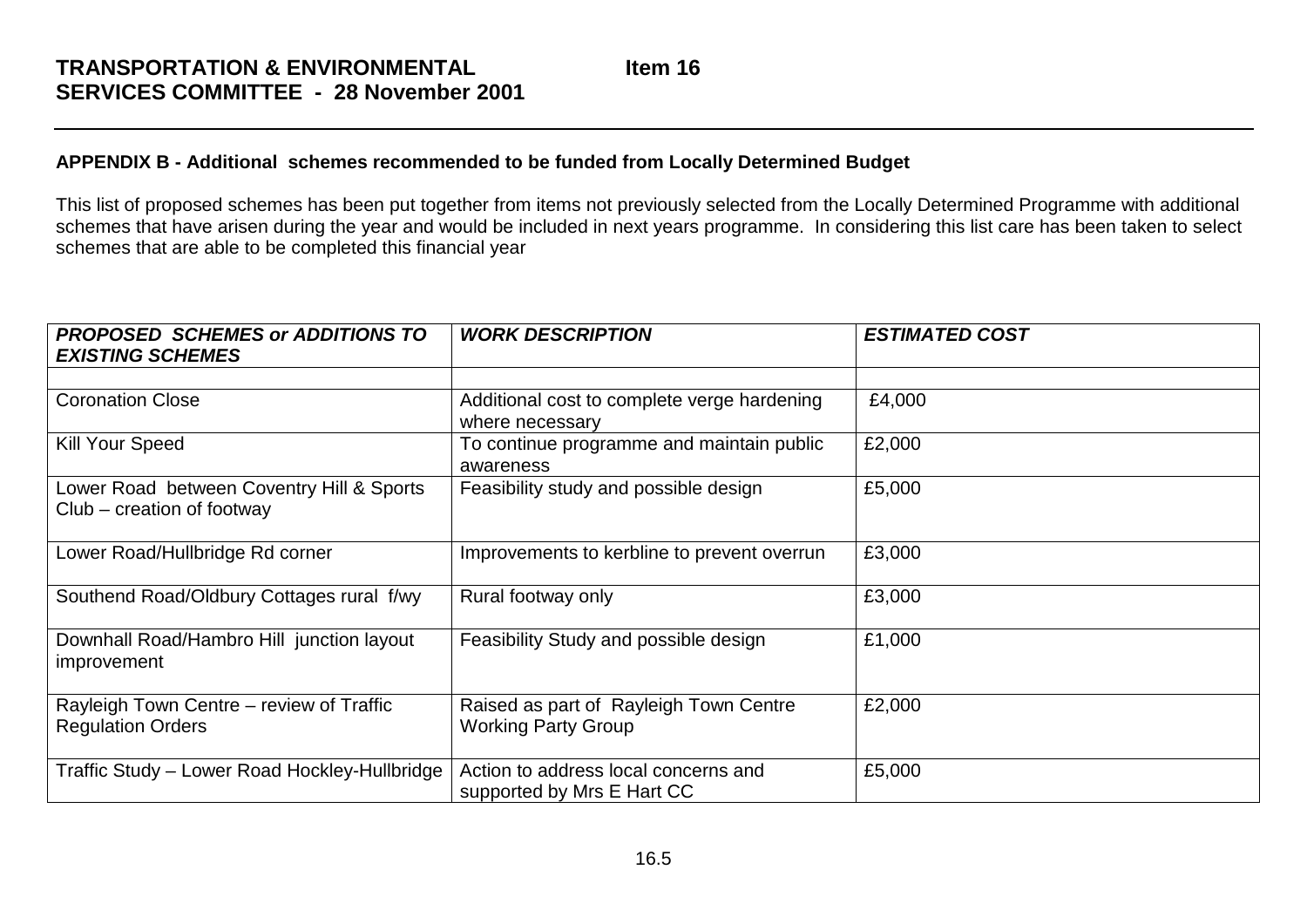**TRANSPORTATION & ENVIRONMENTAL SERVICES COMMITTEE - 28 November 2001** **Item 16**

**APPENDIX B - Additional schemes recommended to be funded from Locally Determined Budget**

This list of proposed schemes has been put together from items not previously selected from the Locally Determined Programme with additional schemes that have arisen during the year and would be included in next years programme. In considering this list care has been taken to select schemes that are able to be completed this financial year

| ***PROPOSED SCHEMES or ADDITIONS TO EXISTING SCHEMES*** | ***WORK DESCRIPTION*** | ***ESTIMATED COST*** |
|---|---|---|
| | | |
| Coronation Close | Additional cost to complete verge hardening where necessary | £4,000 |
| Kill Your Speed | To continue programme and maintain public awareness | £2,000 |
| Lower Road between Coventry Hill & Sports Club – creation of footway | Feasibility study and possible design | £5,000 |
| Lower Road/Hullbridge Rd corner | Improvements to kerbline to prevent overrun | £3,000 |
| Southend Road/Oldbury Cottages rural f/wy | Rural footway only | £3,000 |
| Downhall Road/Hambro Hill junction layout improvement | Feasibility Study and possible design | £1,000 |
| Rayleigh Town Centre – review of Traffic Regulation Orders | Raised as part of Rayleigh Town Centre Working Party Group | £2,000 |
| Traffic Study – Lower Road Hockley-Hullbridge | Action to address local concerns and supported by Mrs E Hart CC | £5,000 |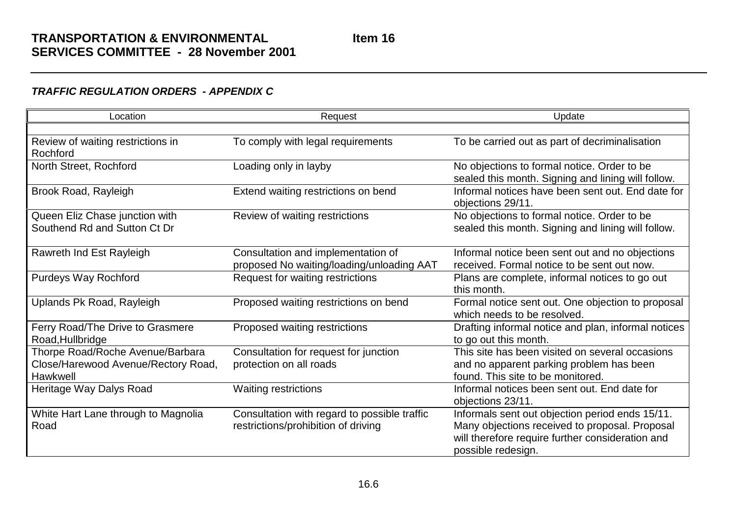**TRANSPORTATION & ENVIRONMENTAL SERVICES COMMITTEE - 28 November 2001** **Item 16**

***TRAFFIC REGULATION ORDERS - APPENDIX C***

| Location | Request | Update |
|---|---|---|
| Review of waiting restrictions in Rochford | To comply with legal requirements | To be carried out as part of decriminalisation |
| North Street, Rochford | Loading only in layby | No objections to formal notice. Order to be sealed this month. Signing and lining will follow. |
| Brook Road, Rayleigh | Extend waiting restrictions on bend | Informal notices have been sent out. End date for objections 29/11. |
| Queen Eliz Chase junction with Southend Rd and Sutton Ct Dr | Review of waiting restrictions | No objections to formal notice. Order to be sealed this month. Signing and lining will follow. |
| Rawreth Ind Est Rayleigh | Consultation and implementation of proposed No waiting/loading/unloading AAT | Informal notice been sent out and no objections received. Formal notice to be sent out now. |
| Purdeys Way Rochford | Request for waiting restrictions | Plans are complete, informal notices to go out this month. |
| Uplands Pk Road, Rayleigh | Proposed waiting restrictions on bend | Formal notice sent out. One objection to proposal which needs to be resolved. |
| Ferry Road/The Drive to Grasmere Road,Hullbridge | Proposed waiting restrictions | Drafting informal notice and plan, informal notices to go out this month. |
| Thorpe Road/Roche Avenue/Barbara Close/Harewood Avenue/Rectory Road, Hawkwell | Consultation for request for junction protection on all roads | This site has been visited on several occasions and no apparent parking problem has been found. This site to be monitored. |
| Heritage Way Dalys Road | Waiting restrictions | Informal notices been sent out. End date for objections 23/11. |
| White Hart Lane through to Magnolia Road | Consultation with regard to possible traffic restrictions/prohibition of driving | Informals sent out objection period ends 15/11. Many objections received to proposal. Proposal will therefore require further consideration and possible redesign. |